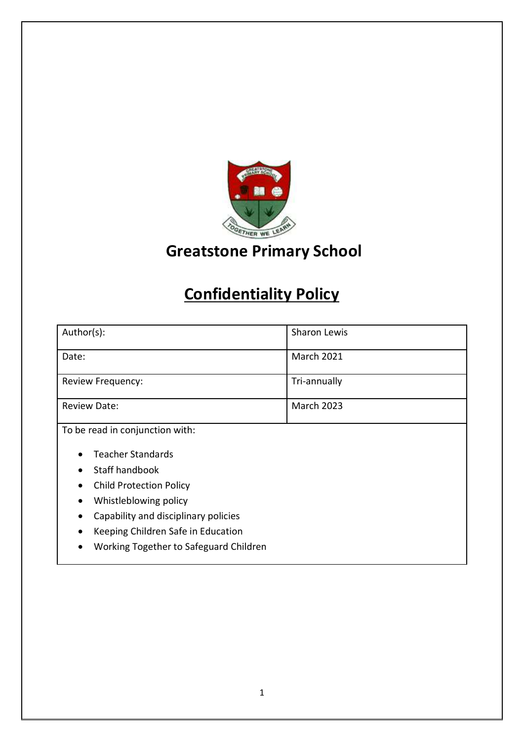# Greatstone Primary School

## Confidentiality Policy

| Author(s): | Sharon Lewis |
|---|---|
| Date: | March 2021 |
| Review Frequency: | Tri-annually |
| Review Date: | March 2023 |

To be read in conjunction with:

- Teacher Standards
- Staff handbook
- Child Protection Policy
- Whistleblowing policy
- Capability and disciplinary policies
- Keeping Children Safe in Education
- Working Together to Safeguard Children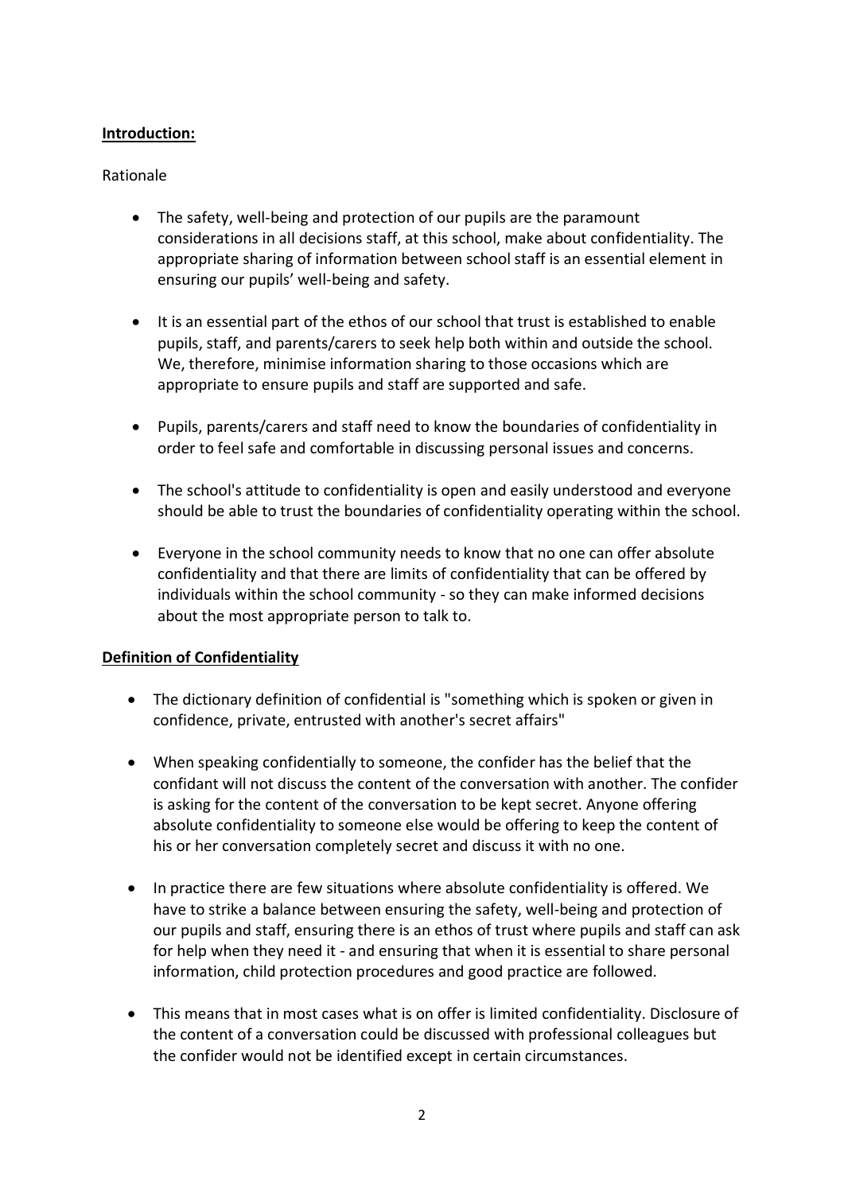## **Introduction:**

Rationale

- The safety, well-being and protection of our pupils are the paramount considerations in all decisions staff, at this school, make about confidentiality. The appropriate sharing of information between school staff is an essential element in ensuring our pupils' well-being and safety.

- It is an essential part of the ethos of our school that trust is established to enable pupils, staff, and parents/carers to seek help both within and outside the school. We, therefore, minimise information sharing to those occasions which are appropriate to ensure pupils and staff are supported and safe.

- Pupils, parents/carers and staff need to know the boundaries of confidentiality in order to feel safe and comfortable in discussing personal issues and concerns.

- The school's attitude to confidentiality is open and easily understood and everyone should be able to trust the boundaries of confidentiality operating within the school.

- Everyone in the school community needs to know that no one can offer absolute confidentiality and that there are limits of confidentiality that can be offered by individuals within the school community - so they can make informed decisions about the most appropriate person to talk to.

## **Definition of Confidentiality**

- The dictionary definition of confidential is "something which is spoken or given in confidence, private, entrusted with another's secret affairs"

- When speaking confidentially to someone, the confider has the belief that the confidant will not discuss the content of the conversation with another. The confider is asking for the content of the conversation to be kept secret. Anyone offering absolute confidentiality to someone else would be offering to keep the content of his or her conversation completely secret and discuss it with no one.

- In practice there are few situations where absolute confidentiality is offered. We have to strike a balance between ensuring the safety, well-being and protection of our pupils and staff, ensuring there is an ethos of trust where pupils and staff can ask for help when they need it - and ensuring that when it is essential to share personal information, child protection procedures and good practice are followed.

- This means that in most cases what is on offer is limited confidentiality. Disclosure of the content of a conversation could be discussed with professional colleagues but the confider would not be identified except in certain circumstances.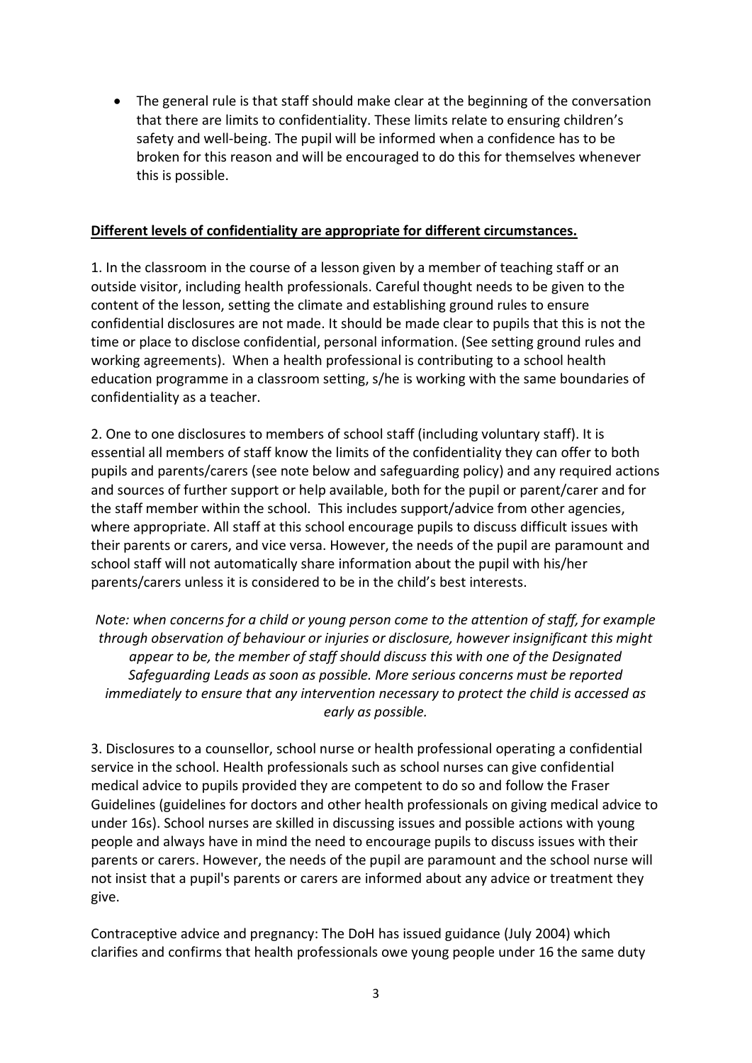- The general rule is that staff should make clear at the beginning of the conversation that there are limits to confidentiality. These limits relate to ensuring children's safety and well-being. The pupil will be informed when a confidence has to be broken for this reason and will be encouraged to do this for themselves whenever this is possible.

**Different levels of confidentiality are appropriate for different circumstances.**

1. In the classroom in the course of a lesson given by a member of teaching staff or an outside visitor, including health professionals. Careful thought needs to be given to the content of the lesson, setting the climate and establishing ground rules to ensure confidential disclosures are not made. It should be made clear to pupils that this is not the time or place to disclose confidential, personal information. (See setting ground rules and working agreements). When a health professional is contributing to a school health education programme in a classroom setting, s/he is working with the same boundaries of confidentiality as a teacher.

2. One to one disclosures to members of school staff (including voluntary staff). It is essential all members of staff know the limits of the confidentiality they can offer to both pupils and parents/carers (see note below and safeguarding policy) and any required actions and sources of further support or help available, both for the pupil or parent/carer and for the staff member within the school. This includes support/advice from other agencies, where appropriate. All staff at this school encourage pupils to discuss difficult issues with their parents or carers, and vice versa. However, the needs of the pupil are paramount and school staff will not automatically share information about the pupil with his/her parents/carers unless it is considered to be in the child's best interests.

*Note: when concerns for a child or young person come to the attention of staff, for example through observation of behaviour or injuries or disclosure, however insignificant this might appear to be, the member of staff should discuss this with one of the Designated Safeguarding Leads as soon as possible. More serious concerns must be reported immediately to ensure that any intervention necessary to protect the child is accessed as early as possible.*

3. Disclosures to a counsellor, school nurse or health professional operating a confidential service in the school. Health professionals such as school nurses can give confidential medical advice to pupils provided they are competent to do so and follow the Fraser Guidelines (guidelines for doctors and other health professionals on giving medical advice to under 16s). School nurses are skilled in discussing issues and possible actions with young people and always have in mind the need to encourage pupils to discuss issues with their parents or carers. However, the needs of the pupil are paramount and the school nurse will not insist that a pupil's parents or carers are informed about any advice or treatment they give.

Contraceptive advice and pregnancy: The DoH has issued guidance (July 2004) which clarifies and confirms that health professionals owe young people under 16 the same duty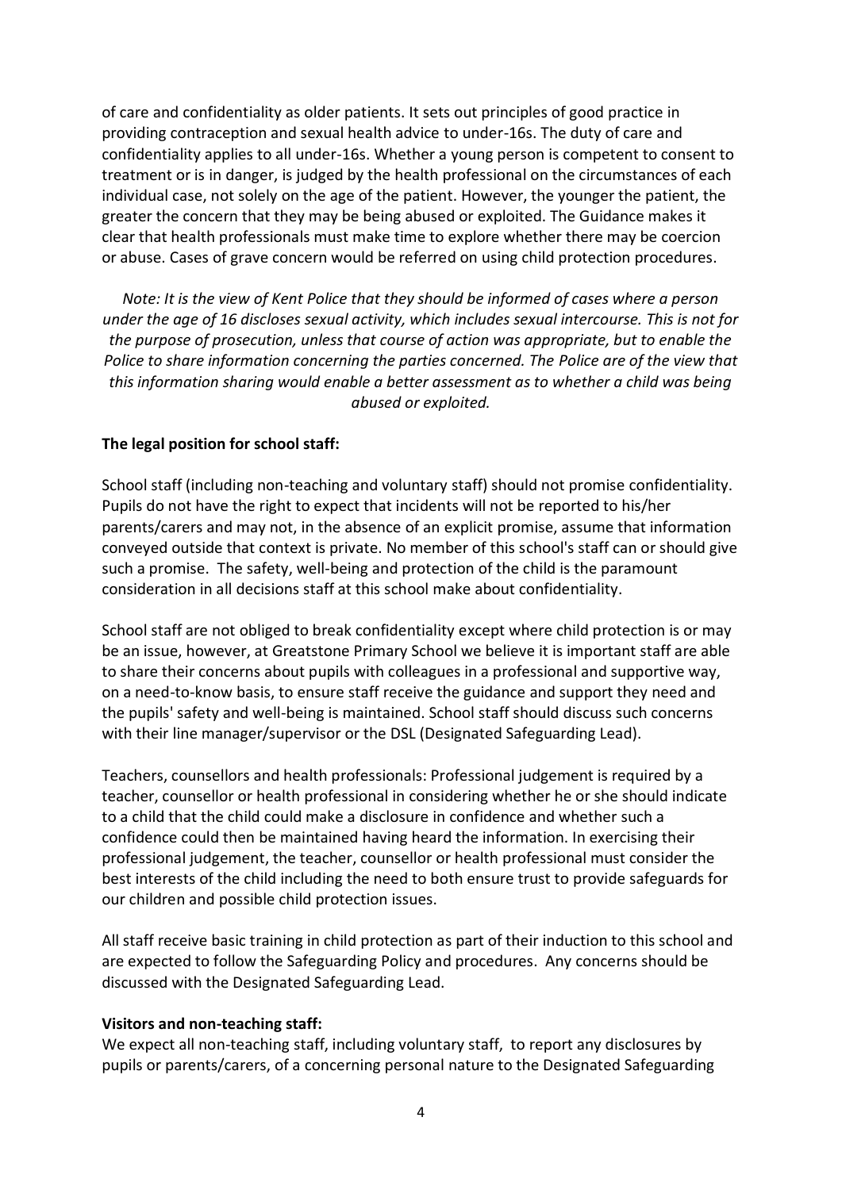of care and confidentiality as older patients. It sets out principles of good practice in providing contraception and sexual health advice to under-16s. The duty of care and confidentiality applies to all under-16s. Whether a young person is competent to consent to treatment or is in danger, is judged by the health professional on the circumstances of each individual case, not solely on the age of the patient. However, the younger the patient, the greater the concern that they may be being abused or exploited. The Guidance makes it clear that health professionals must make time to explore whether there may be coercion or abuse. Cases of grave concern would be referred on using child protection procedures.

*Note: It is the view of Kent Police that they should be informed of cases where a person under the age of 16 discloses sexual activity, which includes sexual intercourse. This is not for the purpose of prosecution, unless that course of action was appropriate, but to enable the Police to share information concerning the parties concerned. The Police are of the view that this information sharing would enable a better assessment as to whether a child was being abused or exploited.*

**The legal position for school staff:**

School staff (including non-teaching and voluntary staff) should not promise confidentiality. Pupils do not have the right to expect that incidents will not be reported to his/her parents/carers and may not, in the absence of an explicit promise, assume that information conveyed outside that context is private. No member of this school's staff can or should give such a promise. The safety, well-being and protection of the child is the paramount consideration in all decisions staff at this school make about confidentiality.

School staff are not obliged to break confidentiality except where child protection is or may be an issue, however, at Greatstone Primary School we believe it is important staff are able to share their concerns about pupils with colleagues in a professional and supportive way, on a need-to-know basis, to ensure staff receive the guidance and support they need and the pupils' safety and well-being is maintained. School staff should discuss such concerns with their line manager/supervisor or the DSL (Designated Safeguarding Lead).

Teachers, counsellors and health professionals: Professional judgement is required by a teacher, counsellor or health professional in considering whether he or she should indicate to a child that the child could make a disclosure in confidence and whether such a confidence could then be maintained having heard the information. In exercising their professional judgement, the teacher, counsellor or health professional must consider the best interests of the child including the need to both ensure trust to provide safeguards for our children and possible child protection issues.

All staff receive basic training in child protection as part of their induction to this school and are expected to follow the Safeguarding Policy and procedures. Any concerns should be discussed with the Designated Safeguarding Lead.

**Visitors and non-teaching staff:**

We expect all non-teaching staff, including voluntary staff, to report any disclosures by pupils or parents/carers, of a concerning personal nature to the Designated Safeguarding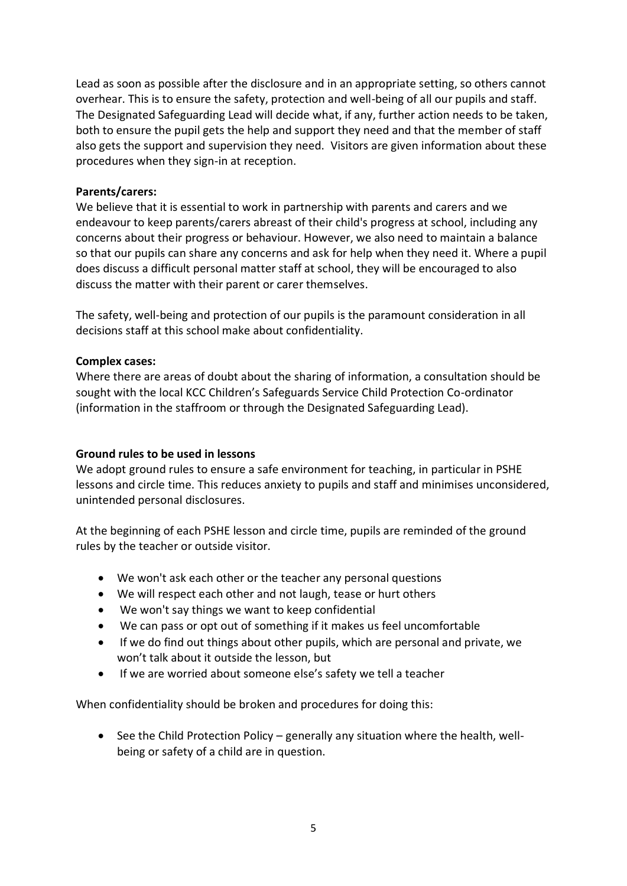Lead as soon as possible after the disclosure and in an appropriate setting, so others cannot overhear. This is to ensure the safety, protection and well-being of all our pupils and staff. The Designated Safeguarding Lead will decide what, if any, further action needs to be taken, both to ensure the pupil gets the help and support they need and that the member of staff also gets the support and supervision they need. Visitors are given information about these procedures when they sign-in at reception.

**Parents/carers:**
We believe that it is essential to work in partnership with parents and carers and we endeavour to keep parents/carers abreast of their child's progress at school, including any concerns about their progress or behaviour. However, we also need to maintain a balance so that our pupils can share any concerns and ask for help when they need it. Where a pupil does discuss a difficult personal matter staff at school, they will be encouraged to also discuss the matter with their parent or carer themselves.

The safety, well-being and protection of our pupils is the paramount consideration in all decisions staff at this school make about confidentiality.

**Complex cases:**
Where there are areas of doubt about the sharing of information, a consultation should be sought with the local KCC Children's Safeguards Service Child Protection Co-ordinator (information in the staffroom or through the Designated Safeguarding Lead).

**Ground rules to be used in lessons**
We adopt ground rules to ensure a safe environment for teaching, in particular in PSHE lessons and circle time. This reduces anxiety to pupils and staff and minimises unconsidered, unintended personal disclosures.

At the beginning of each PSHE lesson and circle time, pupils are reminded of the ground rules by the teacher or outside visitor.

- We won't ask each other or the teacher any personal questions
- We will respect each other and not laugh, tease or hurt others
- We won't say things we want to keep confidential
- We can pass or opt out of something if it makes us feel uncomfortable
- If we do find out things about other pupils, which are personal and private, we won't talk about it outside the lesson, but
- If we are worried about someone else's safety we tell a teacher

When confidentiality should be broken and procedures for doing this:

- See the Child Protection Policy – generally any situation where the health, well-being or safety of a child are in question.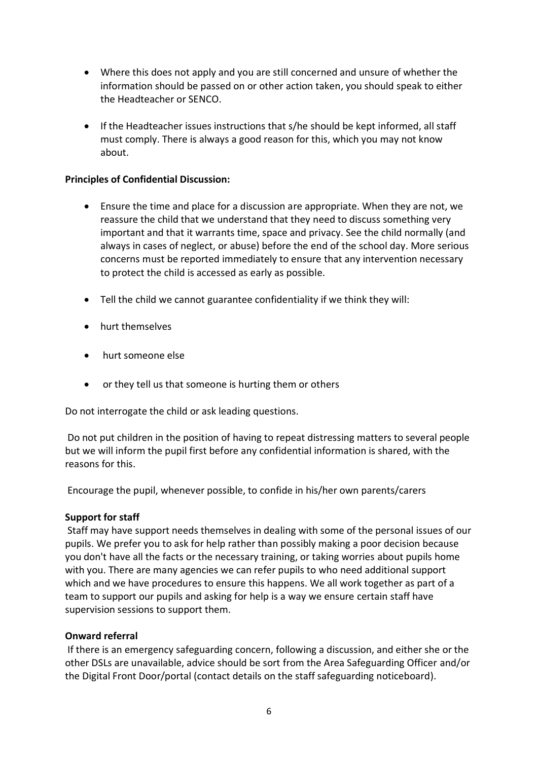- Where this does not apply and you are still concerned and unsure of whether the information should be passed on or other action taken, you should speak to either the Headteacher or SENCO.

- If the Headteacher issues instructions that s/he should be kept informed, all staff must comply. There is always a good reason for this, which you may not know about.

**Principles of Confidential Discussion:**

- Ensure the time and place for a discussion are appropriate. When they are not, we reassure the child that we understand that they need to discuss something very important and that it warrants time, space and privacy. See the child normally (and always in cases of neglect, or abuse) before the end of the school day. More serious concerns must be reported immediately to ensure that any intervention necessary to protect the child is accessed as early as possible.

- Tell the child we cannot guarantee confidentiality if we think they will:

- hurt themselves

- hurt someone else

- or they tell us that someone is hurting them or others

Do not interrogate the child or ask leading questions.

Do not put children in the position of having to repeat distressing matters to several people but we will inform the pupil first before any confidential information is shared, with the reasons for this.

Encourage the pupil, whenever possible, to confide in his/her own parents/carers

**Support for staff**

Staff may have support needs themselves in dealing with some of the personal issues of our pupils. We prefer you to ask for help rather than possibly making a poor decision because you don't have all the facts or the necessary training, or taking worries about pupils home with you. There are many agencies we can refer pupils to who need additional support which and we have procedures to ensure this happens. We all work together as part of a team to support our pupils and asking for help is a way we ensure certain staff have supervision sessions to support them.

**Onward referral**

If there is an emergency safeguarding concern, following a discussion, and either she or the other DSLs are unavailable, advice should be sort from the Area Safeguarding Officer and/or the Digital Front Door/portal (contact details on the staff safeguarding noticeboard).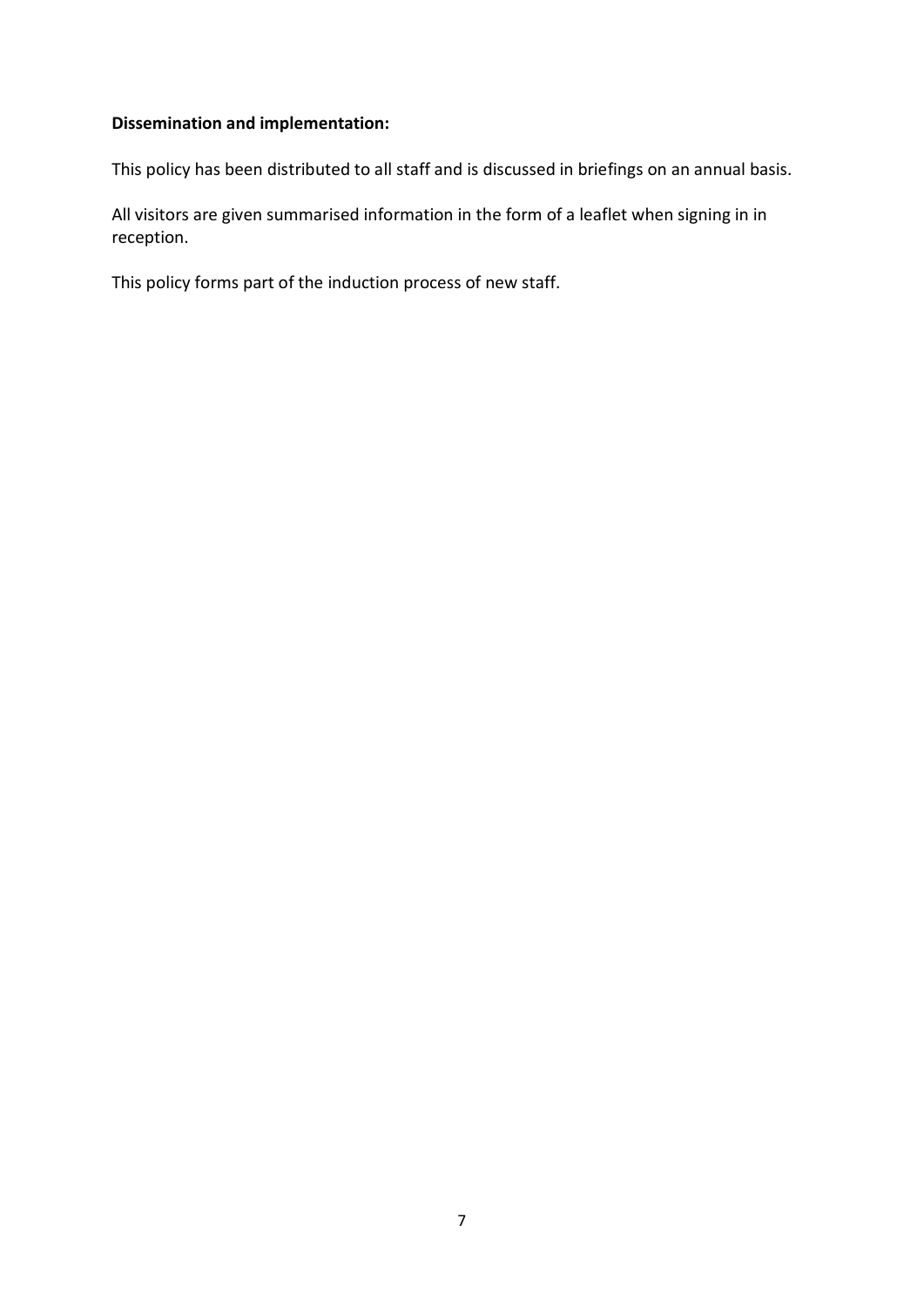**Dissemination and implementation:**

This policy has been distributed to all staff and is discussed in briefings on an annual basis.

All visitors are given summarised information in the form of a leaflet when signing in in reception.

This policy forms part of the induction process of new staff.